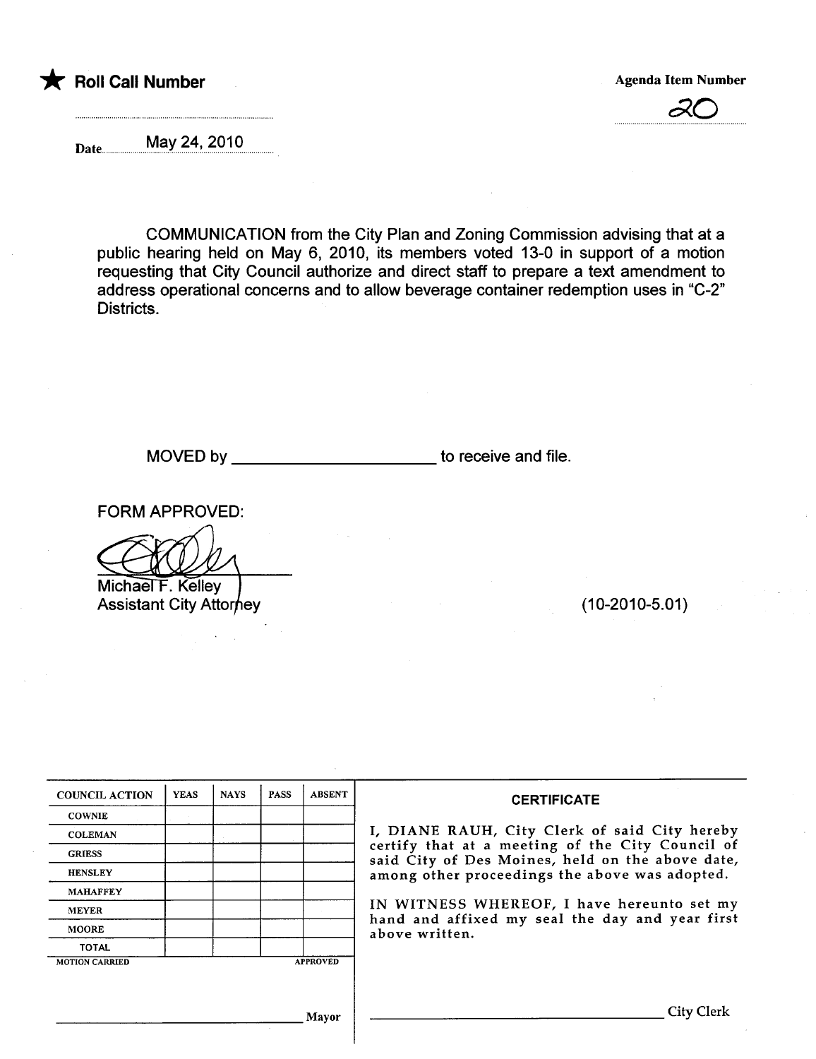★ **Roll Call Number**

**Agenda Item Number**

20

Date May 24, 2010

COMMUNICATION from the City Plan and Zoning Commission advising that at a public hearing held on May 6, 2010, its members voted 13-0 in support of a motion requesting that City Council authorize and direct staff to prepare a text amendment to address operational concerns and to allow beverage container redemption uses in "C-2" Districts.

MOVED by ______________________ to receive and file.

FORM APPROVED:

Michael F. Kelley
Assistant City Attorney

(10-2010-5.01)

| COUNCIL ACTION | YEAS | NAYS | PASS | ABSENT |
|---|---|---|---|---|
| COWNIE | | | | |
| COLEMAN | | | | |
| GRIESS | | | | |
| HENSLEY | | | | |
| MAHAFFEY | | | | |
| MEYER | | | | |
| MOORE | | | | |
| TOTAL | | | | |

MOTION CARRIED APPROVED

______________________ Mayor

**CERTIFICATE**

I, DIANE RAUH, City Clerk of said City hereby certify that at a meeting of the City Council of said City of Des Moines, held on the above date, among other proceedings the above was adopted.

IN WITNESS WHEREOF, I have hereunto set my hand and affixed my seal the day and year first above written.

______________________ City Clerk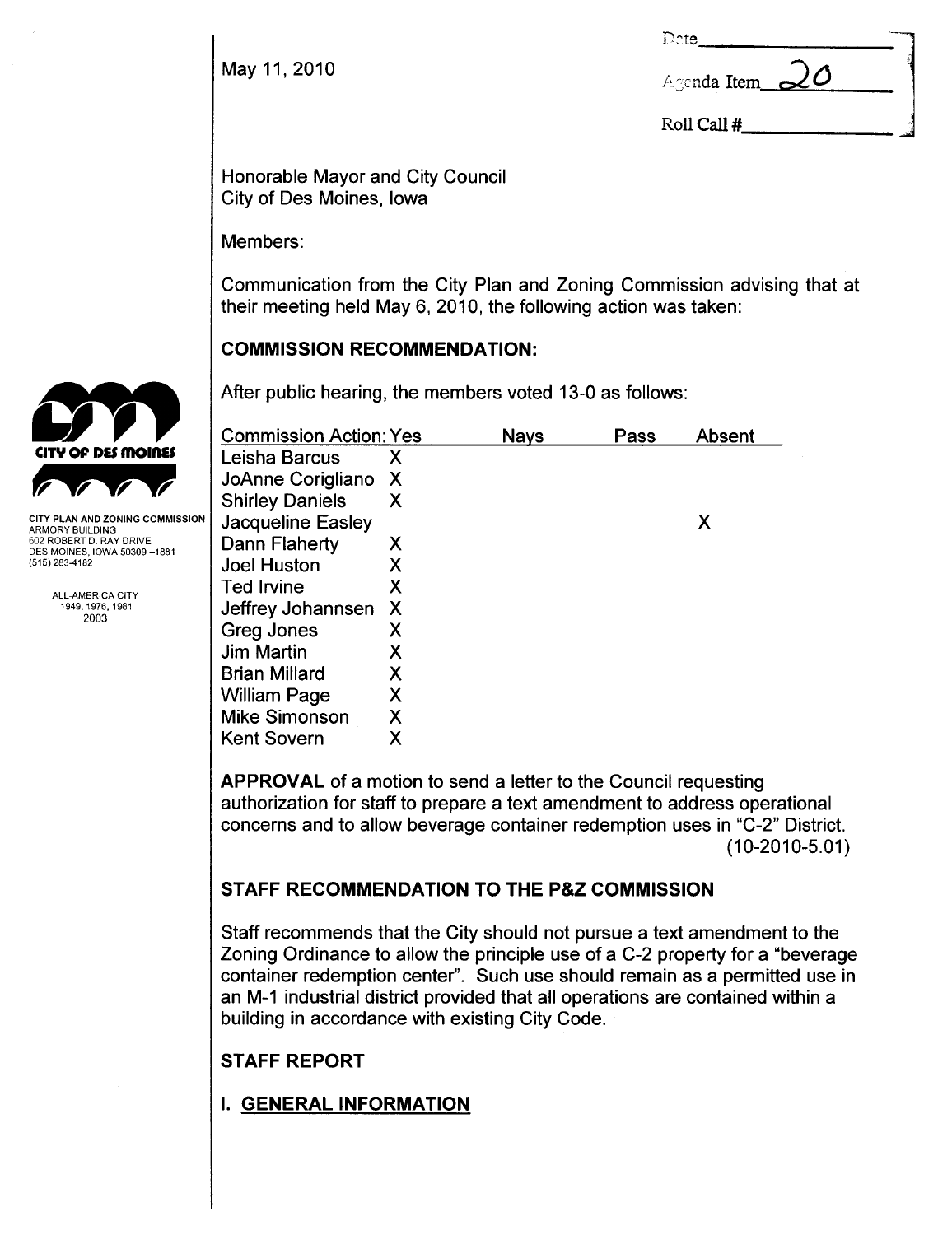May 11, 2010

| Date | |
|---|---|
| Agenda Item | 20 |
| Roll Call # | |

CITY PLAN AND ZONING COMMISSION
ARMORY BUILDING
602 ROBERT D. RAY DRIVE
DES MOINES, IOWA 50309-1881
(515) 283-4182

ALL-AMERICA CITY
1949, 1976, 1981
2003

Honorable Mayor and City Council
City of Des Moines, Iowa

Members:

Communication from the City Plan and Zoning Commission advising that at their meeting held May 6, 2010, the following action was taken:

## COMMISSION RECOMMENDATION:

After public hearing, the members voted 13-0 as follows:

| Commission Action: | Yes | Nays | Pass | Absent |
|---|---|---|---|---|
| Leisha Barcus | X | | | |
| JoAnne Corigliano | X | | | |
| Shirley Daniels | X | | | |
| Jacqueline Easley | | | | X |
| Dann Flaherty | X | | | |
| Joel Huston | X | | | |
| Ted Irvine | X | | | |
| Jeffrey Johannsen | X | | | |
| Greg Jones | X | | | |
| Jim Martin | X | | | |
| Brian Millard | X | | | |
| William Page | X | | | |
| Mike Simonson | X | | | |
| Kent Sovern | X | | | |

**APPROVAL** of a motion to send a letter to the Council requesting authorization for staff to prepare a text amendment to address operational concerns and to allow beverage container redemption uses in "C-2" District.
(10-2010-5.01)

## STAFF RECOMMENDATION TO THE P&Z COMMISSION

Staff recommends that the City should not pursue a text amendment to the Zoning Ordinance to allow the principle use of a C-2 property for a "beverage container redemption center". Such use should remain as a permitted use in an M-1 industrial district provided that all operations are contained within a building in accordance with existing City Code.

## STAFF REPORT

## I. GENERAL INFORMATION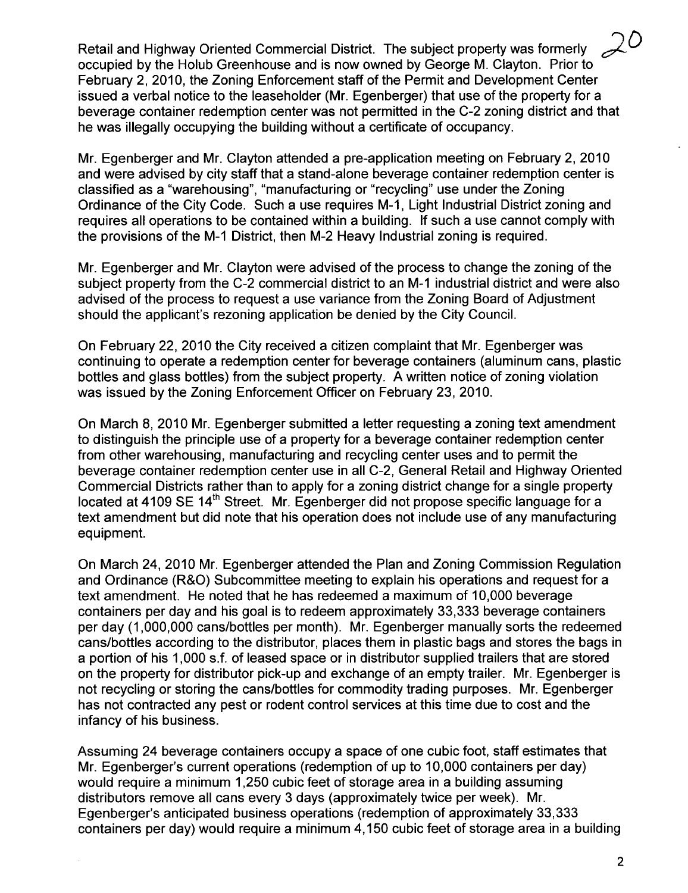Retail and Highway Oriented Commercial District. The subject property was formerly occupied by the Holub Greenhouse and is now owned by George M. Clayton. Prior to February 2, 2010, the Zoning Enforcement staff of the Permit and Development Center issued a verbal notice to the leaseholder (Mr. Egenberger) that use of the property for a beverage container redemption center was not permitted in the C-2 zoning district and that he was illegally occupying the building without a certificate of occupancy.

Mr. Egenberger and Mr. Clayton attended a pre-application meeting on February 2, 2010 and were advised by city staff that a stand-alone beverage container redemption center is classified as a "warehousing", "manufacturing or "recycling" use under the Zoning Ordinance of the City Code. Such a use requires M-1, Light Industrial District zoning and requires all operations to be contained within a building. If such a use cannot comply with the provisions of the M-1 District, then M-2 Heavy Industrial zoning is required.

Mr. Egenberger and Mr. Clayton were advised of the process to change the zoning of the subject property from the C-2 commercial district to an M-1 industrial district and were also advised of the process to request a use variance from the Zoning Board of Adjustment should the applicant's rezoning application be denied by the City Council.

On February 22, 2010 the City received a citizen complaint that Mr. Egenberger was continuing to operate a redemption center for beverage containers (aluminum cans, plastic bottles and glass bottles) from the subject property. A written notice of zoning violation was issued by the Zoning Enforcement Officer on February 23, 2010.

On March 8, 2010 Mr. Egenberger submitted a letter requesting a zoning text amendment to distinguish the principle use of a property for a beverage container redemption center from other warehousing, manufacturing and recycling center uses and to permit the beverage container redemption center use in all C-2, General Retail and Highway Oriented Commercial Districts rather than to apply for a zoning district change for a single property located at 4109 SE 14th Street. Mr. Egenberger did not propose specific language for a text amendment but did note that his operation does not include use of any manufacturing equipment.

On March 24, 2010 Mr. Egenberger attended the Plan and Zoning Commission Regulation and Ordinance (R&O) Subcommittee meeting to explain his operations and request for a text amendment. He noted that he has redeemed a maximum of 10,000 beverage containers per day and his goal is to redeem approximately 33,333 beverage containers per day (1,000,000 cans/bottles per month). Mr. Egenberger manually sorts the redeemed cans/bottles according to the distributor, places them in plastic bags and stores the bags in a portion of his 1,000 s.f. of leased space or in distributor supplied trailers that are stored on the property for distributor pick-up and exchange of an empty trailer. Mr. Egenberger is not recycling or storing the cans/bottles for commodity trading purposes. Mr. Egenberger has not contracted any pest or rodent control services at this time due to cost and the infancy of his business.

Assuming 24 beverage containers occupy a space of one cubic foot, staff estimates that Mr. Egenberger's current operations (redemption of up to 10,000 containers per day) would require a minimum 1,250 cubic feet of storage area in a building assuming distributors remove all cans every 3 days (approximately twice per week). Mr. Egenberger's anticipated business operations (redemption of approximately 33,333 containers per day) would require a minimum 4,150 cubic feet of storage area in a building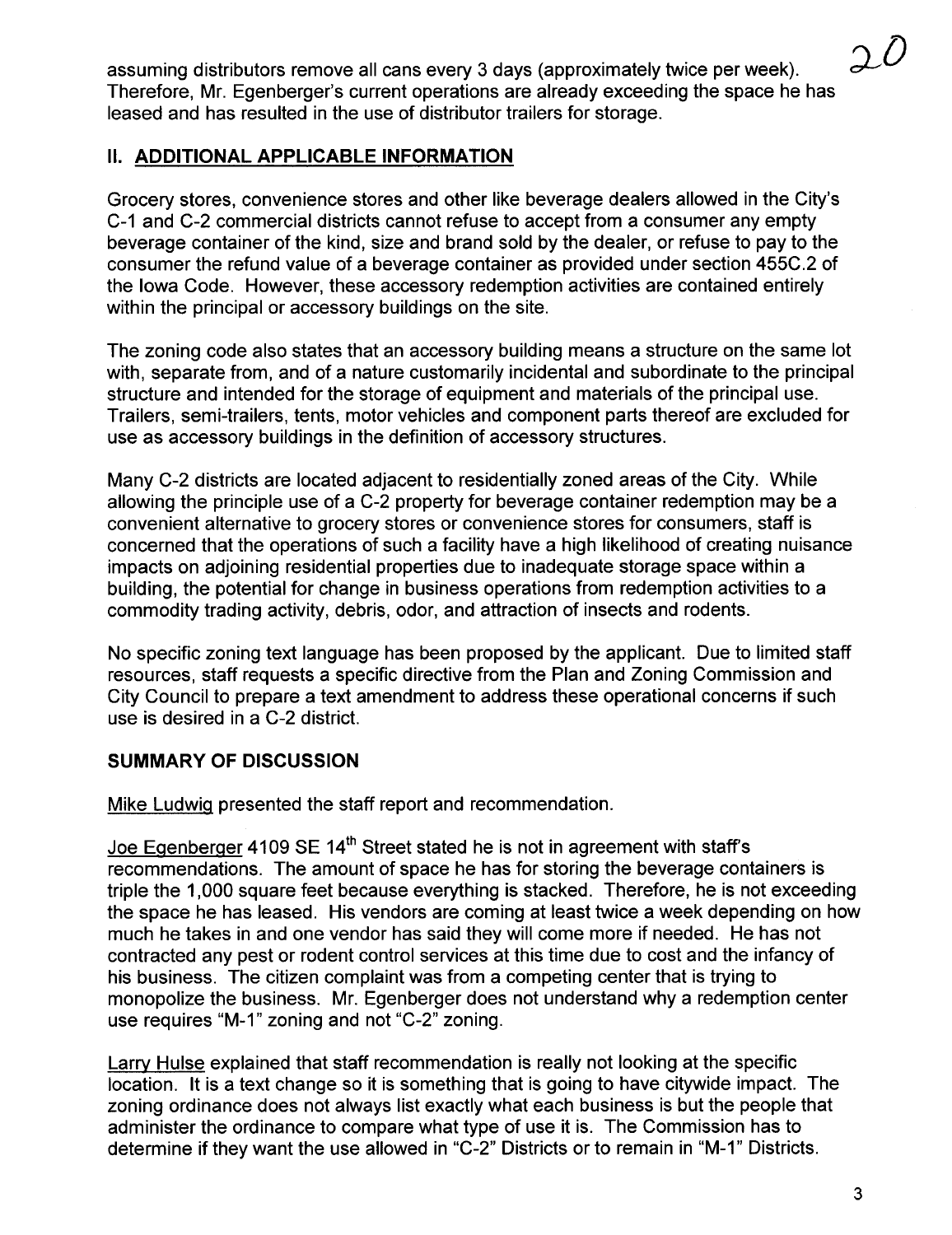assuming distributors remove all cans every 3 days (approximately twice per week). Therefore, Mr. Egenberger's current operations are already exceeding the space he has leased and has resulted in the use of distributor trailers for storage.

## II. ADDITIONAL APPLICABLE INFORMATION

Grocery stores, convenience stores and other like beverage dealers allowed in the City's C-1 and C-2 commercial districts cannot refuse to accept from a consumer any empty beverage container of the kind, size and brand sold by the dealer, or refuse to pay to the consumer the refund value of a beverage container as provided under section 455C.2 of the Iowa Code. However, these accessory redemption activities are contained entirely within the principal or accessory buildings on the site.

The zoning code also states that an accessory building means a structure on the same lot with, separate from, and of a nature customarily incidental and subordinate to the principal structure and intended for the storage of equipment and materials of the principal use. Trailers, semi-trailers, tents, motor vehicles and component parts thereof are excluded for use as accessory buildings in the definition of accessory structures.

Many C-2 districts are located adjacent to residentially zoned areas of the City. While allowing the principle use of a C-2 property for beverage container redemption may be a convenient alternative to grocery stores or convenience stores for consumers, staff is concerned that the operations of such a facility have a high likelihood of creating nuisance impacts on adjoining residential properties due to inadequate storage space within a building, the potential for change in business operations from redemption activities to a commodity trading activity, debris, odor, and attraction of insects and rodents.

No specific zoning text language has been proposed by the applicant. Due to limited staff resources, staff requests a specific directive from the Plan and Zoning Commission and City Council to prepare a text amendment to address these operational concerns if such use is desired in a C-2 district.

## SUMMARY OF DISCUSSION

Mike Ludwig presented the staff report and recommendation.

Joe Egenberger 4109 SE 14th Street stated he is not in agreement with staff's recommendations. The amount of space he has for storing the beverage containers is triple the 1,000 square feet because everything is stacked. Therefore, he is not exceeding the space he has leased. His vendors are coming at least twice a week depending on how much he takes in and one vendor has said they will come more if needed. He has not contracted any pest or rodent control services at this time due to cost and the infancy of his business. The citizen complaint was from a competing center that is trying to monopolize the business. Mr. Egenberger does not understand why a redemption center use requires "M-1" zoning and not "C-2" zoning.

Larry Hulse explained that staff recommendation is really not looking at the specific location. It is a text change so it is something that is going to have citywide impact. The zoning ordinance does not always list exactly what each business is but the people that administer the ordinance to compare what type of use it is. The Commission has to determine if they want the use allowed in "C-2" Districts or to remain in "M-1" Districts.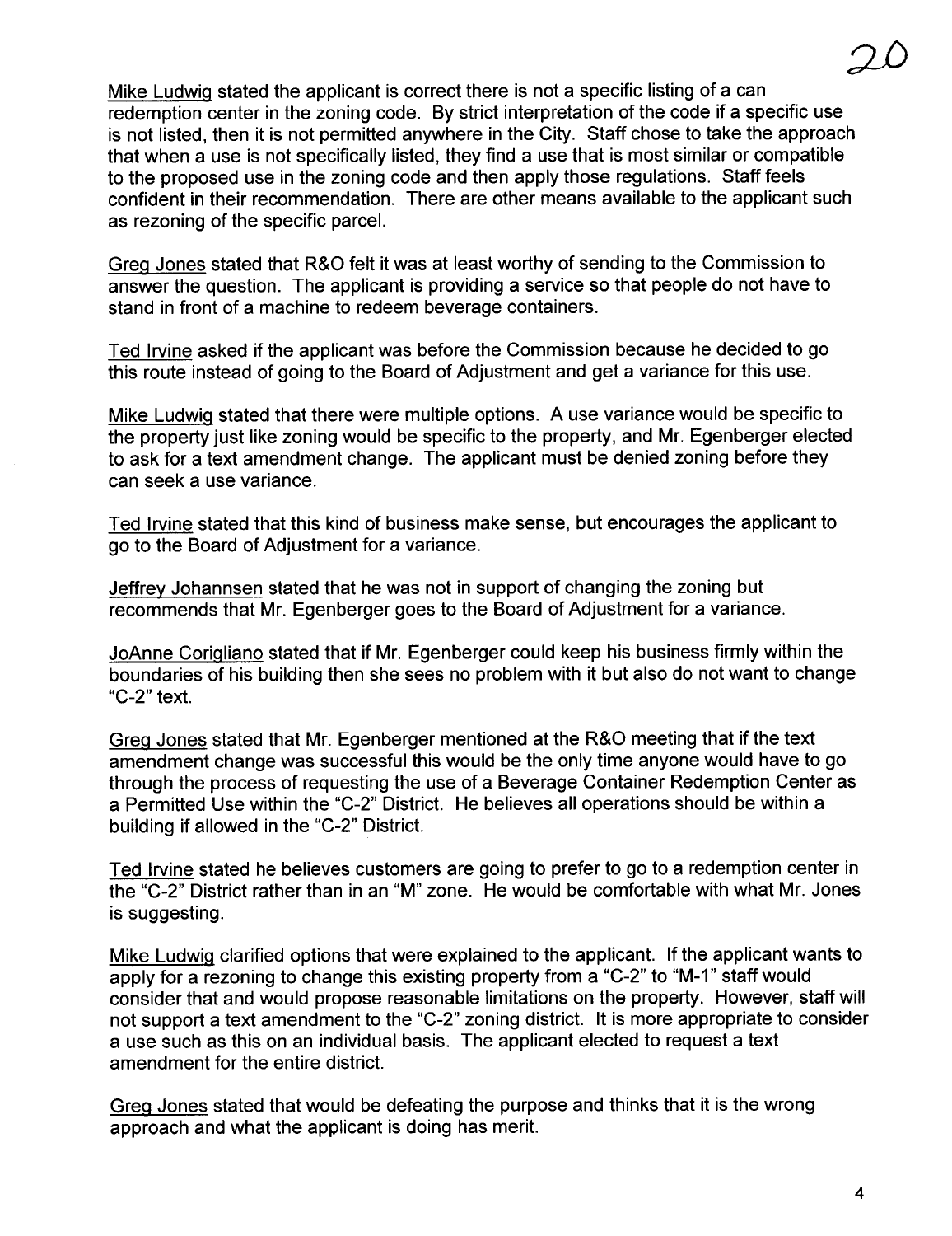Mike Ludwig stated the applicant is correct there is not a specific listing of a can redemption center in the zoning code. By strict interpretation of the code if a specific use is not listed, then it is not permitted anywhere in the City. Staff chose to take the approach that when a use is not specifically listed, they find a use that is most similar or compatible to the proposed use in the zoning code and then apply those regulations. Staff feels confident in their recommendation. There are other means available to the applicant such as rezoning of the specific parcel.

Greg Jones stated that R&O felt it was at least worthy of sending to the Commission to answer the question. The applicant is providing a service so that people do not have to stand in front of a machine to redeem beverage containers.

Ted Irvine asked if the applicant was before the Commission because he decided to go this route instead of going to the Board of Adjustment and get a variance for this use.

Mike Ludwig stated that there were multiple options. A use variance would be specific to the property just like zoning would be specific to the property, and Mr. Egenberger elected to ask for a text amendment change. The applicant must be denied zoning before they can seek a use variance.

Ted Irvine stated that this kind of business make sense, but encourages the applicant to go to the Board of Adjustment for a variance.

Jeffrey Johannsen stated that he was not in support of changing the zoning but recommends that Mr. Egenberger goes to the Board of Adjustment for a variance.

JoAnne Corigliano stated that if Mr. Egenberger could keep his business firmly within the boundaries of his building then she sees no problem with it but also do not want to change "C-2" text.

Greg Jones stated that Mr. Egenberger mentioned at the R&O meeting that if the text amendment change was successful this would be the only time anyone would have to go through the process of requesting the use of a Beverage Container Redemption Center as a Permitted Use within the "C-2" District. He believes all operations should be within a building if allowed in the "C-2" District.

Ted Irvine stated he believes customers are going to prefer to go to a redemption center in the "C-2" District rather than in an "M" zone. He would be comfortable with what Mr. Jones is suggesting.

Mike Ludwig clarified options that were explained to the applicant. If the applicant wants to apply for a rezoning to change this existing property from a "C-2" to "M-1" staff would consider that and would propose reasonable limitations on the property. However, staff will not support a text amendment to the "C-2" zoning district. It is more appropriate to consider a use such as this on an individual basis. The applicant elected to request a text amendment for the entire district.

Greg Jones stated that would be defeating the purpose and thinks that it is the wrong approach and what the applicant is doing has merit.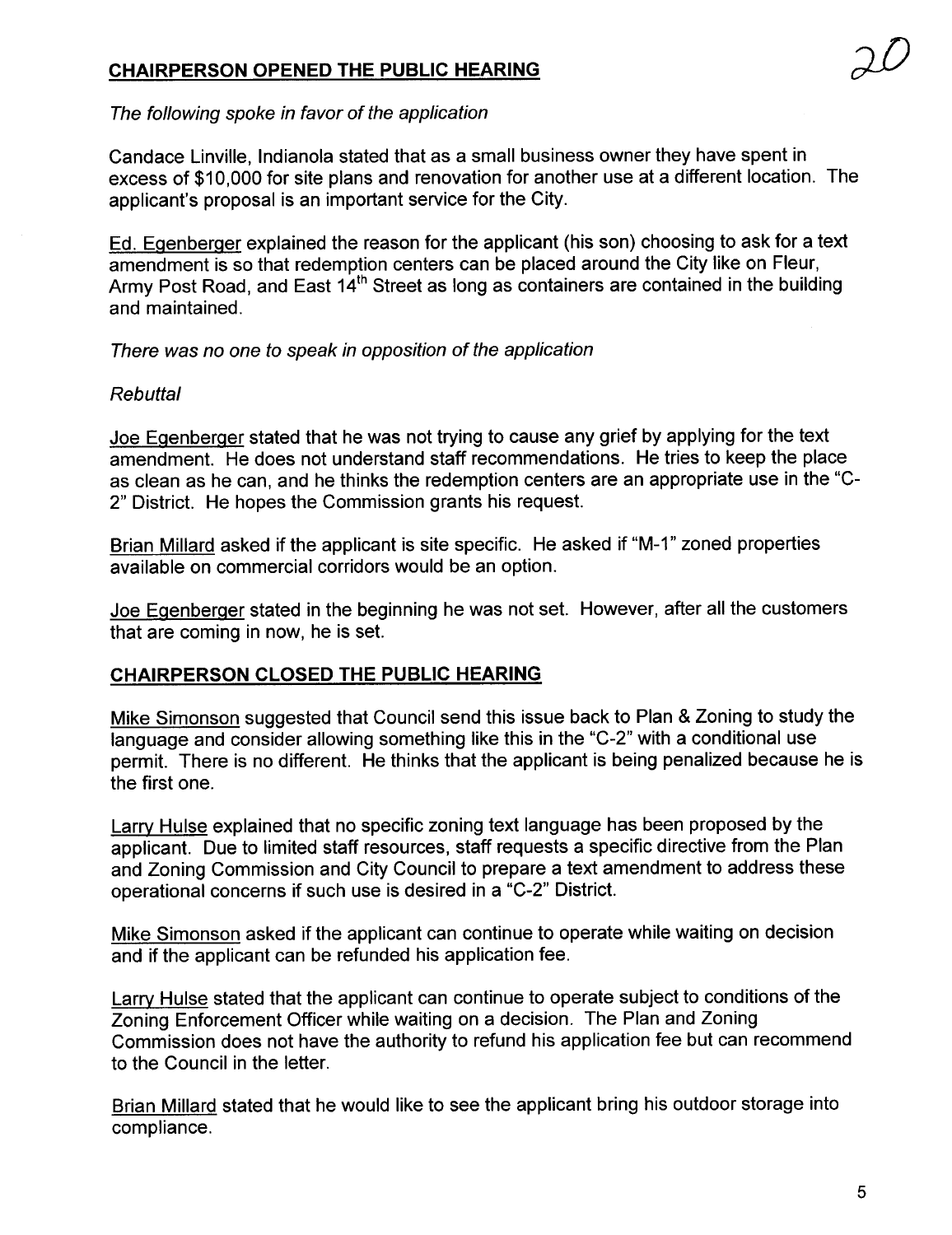**CHAIRPERSON OPENED THE PUBLIC HEARING**

*The following spoke in favor of the application*

Candace Linville, Indianola stated that as a small business owner they have spent in excess of $10,000 for site plans and renovation for another use at a different location. The applicant's proposal is an important service for the City.

Ed. Egenberger explained the reason for the applicant (his son) choosing to ask for a text amendment is so that redemption centers can be placed around the City like on Fleur, Army Post Road, and East 14th Street as long as containers are contained in the building and maintained.

*There was no one to speak in opposition of the application*

*Rebuttal*

Joe Egenberger stated that he was not trying to cause any grief by applying for the text amendment. He does not understand staff recommendations. He tries to keep the place as clean as he can, and he thinks the redemption centers are an appropriate use in the "C-2" District. He hopes the Commission grants his request.

Brian Millard asked if the applicant is site specific. He asked if "M-1" zoned properties available on commercial corridors would be an option.

Joe Egenberger stated in the beginning he was not set. However, after all the customers that are coming in now, he is set.

**CHAIRPERSON CLOSED THE PUBLIC HEARING**

Mike Simonson suggested that Council send this issue back to Plan & Zoning to study the language and consider allowing something like this in the "C-2" with a conditional use permit. There is no different. He thinks that the applicant is being penalized because he is the first one.

Larry Hulse explained that no specific zoning text language has been proposed by the applicant. Due to limited staff resources, staff requests a specific directive from the Plan and Zoning Commission and City Council to prepare a text amendment to address these operational concerns if such use is desired in a "C-2" District.

Mike Simonson asked if the applicant can continue to operate while waiting on decision and if the applicant can be refunded his application fee.

Larry Hulse stated that the applicant can continue to operate subject to conditions of the Zoning Enforcement Officer while waiting on a decision. The Plan and Zoning Commission does not have the authority to refund his application fee but can recommend to the Council in the letter.

Brian Millard stated that he would like to see the applicant bring his outdoor storage into compliance.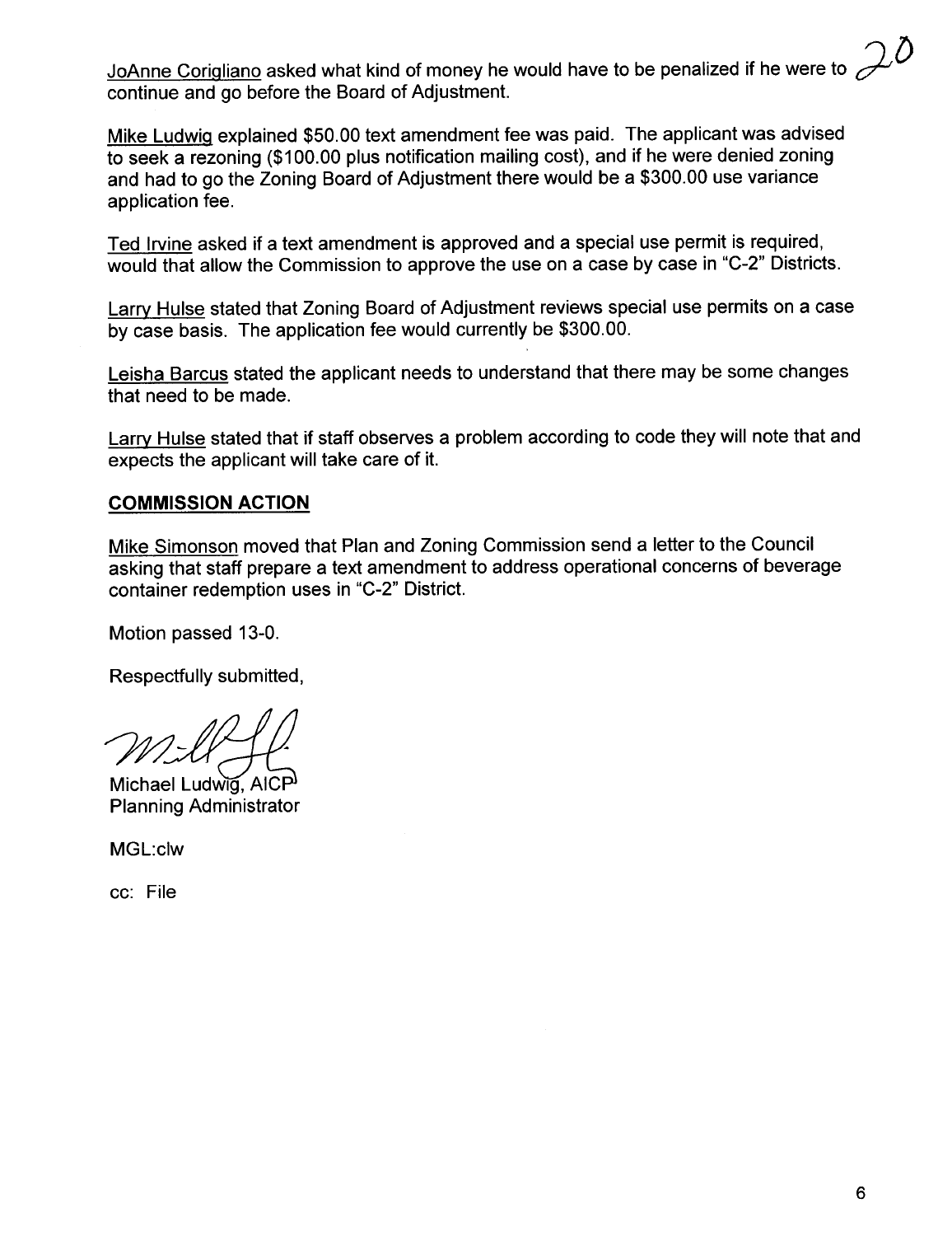JoAnne Corigliano asked what kind of money he would have to be penalized if he were to continue and go before the Board of Adjustment.

Mike Ludwig explained $50.00 text amendment fee was paid. The applicant was advised to seek a rezoning ($100.00 plus notification mailing cost), and if he were denied zoning and had to go the Zoning Board of Adjustment there would be a $300.00 use variance application fee.

Ted Irvine asked if a text amendment is approved and a special use permit is required, would that allow the Commission to approve the use on a case by case in "C-2" Districts.

Larry Hulse stated that Zoning Board of Adjustment reviews special use permits on a case by case basis. The application fee would currently be $300.00.

Leisha Barcus stated the applicant needs to understand that there may be some changes that need to be made.

Larry Hulse stated that if staff observes a problem according to code they will note that and expects the applicant will take care of it.

**COMMISSION ACTION**

Mike Simonson moved that Plan and Zoning Commission send a letter to the Council asking that staff prepare a text amendment to address operational concerns of beverage container redemption uses in "C-2" District.

Motion passed 13-0.

Respectfully submitted,

Michael Ludwig, AICP
Planning Administrator

MGL:clw

cc: File